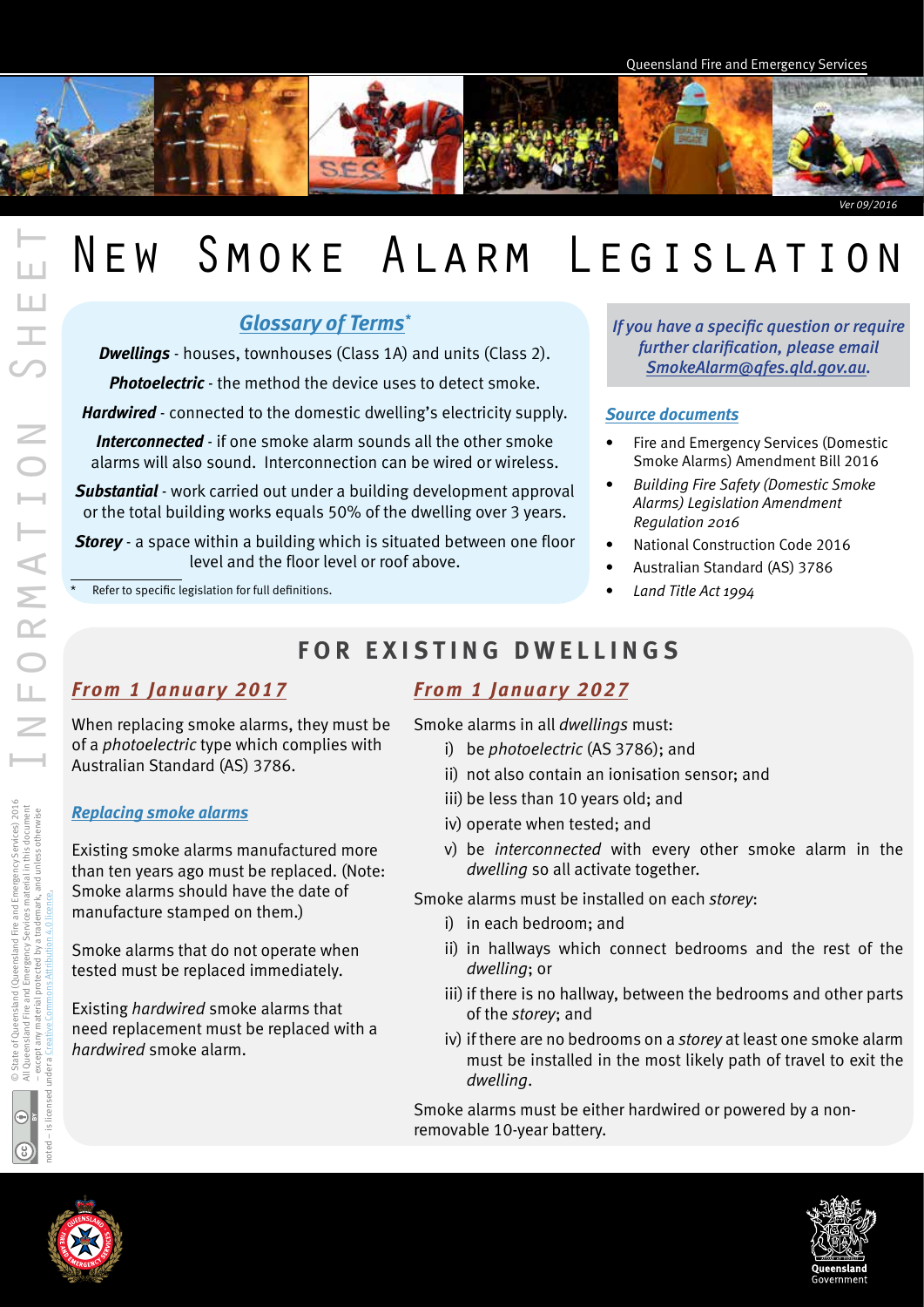Queensland Fire and Emergency Services

Ver 09/2016

# New Smoke Alarm Legislation

## Glossary of Terms*

***Dwellings*** - houses, townhouses (Class 1A) and units (Class 2).

***Photoelectric*** - the method the device uses to detect smoke.

***Hardwired*** - connected to the domestic dwelling's electricity supply.

***Interconnected*** - if one smoke alarm sounds all the other smoke alarms will also sound. Interconnection can be wired or wireless.

***Substantial*** - work carried out under a building development approval or the total building works equals 50% of the dwelling over 3 years.

***Storey*** - a space within a building which is situated between one floor level and the floor level or roof above.

\* Refer to specific legislation for full definitions.

*If you have a specific question or require further clarification, please email SmokeAlarm@qfes.qld.gov.au.*

### Source documents

- Fire and Emergency Services (Domestic Smoke Alarms) Amendment Bill 2016
- *Building Fire Safety (Domestic Smoke Alarms) Legislation Amendment Regulation 2016*
- National Construction Code 2016
- Australian Standard (AS) 3786
- *Land Title Act 1994*

## FOR EXISTING DWELLINGS

### *From 1 January 2017*

When replacing smoke alarms, they must be of a *photoelectric* type which complies with Australian Standard (AS) 3786.

#### *Replacing smoke alarms*

Existing smoke alarms manufactured more than ten years ago must be replaced. (Note: Smoke alarms should have the date of manufacture stamped on them.)

Smoke alarms that do not operate when tested must be replaced immediately.

Existing *hardwired* smoke alarms that need replacement must be replaced with a *hardwired* smoke alarm.

### *From 1 January 2027*

Smoke alarms in all *dwellings* must:

i) be *photoelectric* (AS 3786); and
ii) not also contain an ionisation sensor; and
iii) be less than 10 years old; and
iv) operate when tested; and
v) be *interconnected* with every other smoke alarm in the *dwelling* so all activate together.

Smoke alarms must be installed on each *storey*:

i) in each bedroom; and
ii) in hallways which connect bedrooms and the rest of the *dwelling*; or
iii) if there is no hallway, between the bedrooms and other parts of the *storey*; and
iv) if there are no bedrooms on a *storey* at least one smoke alarm must be installed in the most likely path of travel to exit the *dwelling*.

Smoke alarms must be either hardwired or powered by a non-removable 10-year battery.

© State of Queensland (Queensland Fire and Emergency Services) 2016
All Queensland Fire and Emergency Services material in this document – except any material protected by a trademark, and unless otherwise noted – is licensed under a Creative Commons Attribution 4.0 licence.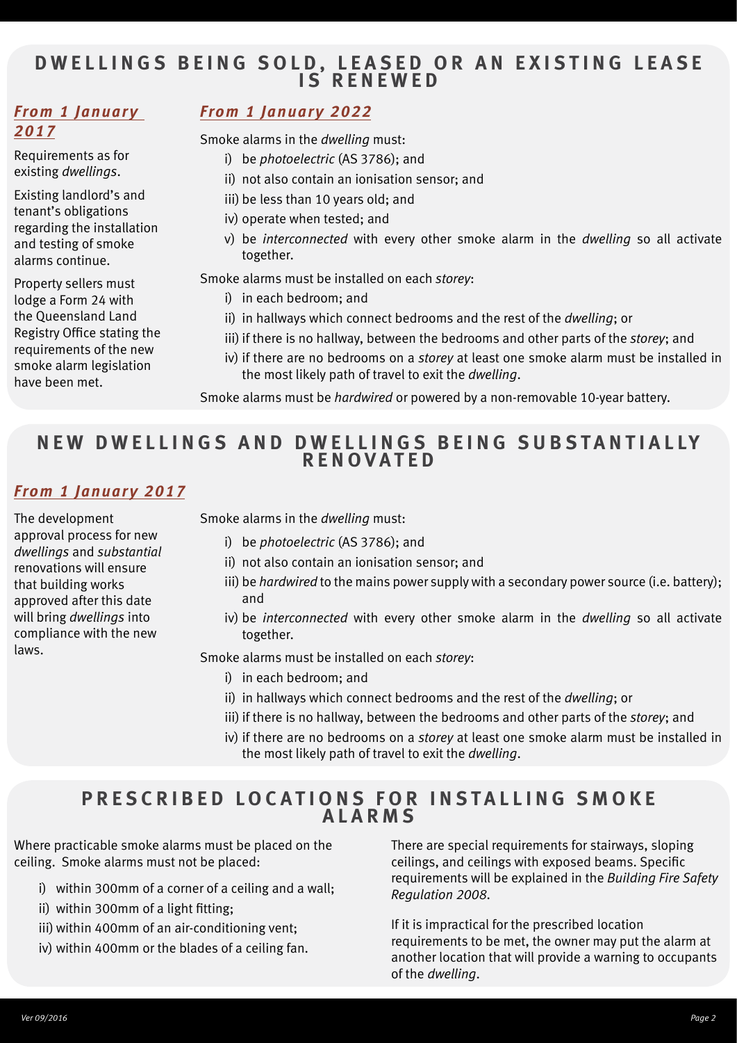## DWELLINGS BEING SOLD, LEASED OR AN EXISTING LEASE IS RENEWED

***From 1 January 2017***

Requirements as for existing *dwellings*.

Existing landlord's and tenant's obligations regarding the installation and testing of smoke alarms continue.

Property sellers must lodge a Form 24 with the Queensland Land Registry Office stating the requirements of the new smoke alarm legislation have been met.

***From 1 January 2022***

Smoke alarms in the *dwelling* must:

- i) be *photoelectric* (AS 3786); and
- ii) not also contain an ionisation sensor; and
- iii) be less than 10 years old; and
- iv) operate when tested; and
- v) be *interconnected* with every other smoke alarm in the *dwelling* so all activate together.

Smoke alarms must be installed on each *storey*:

- i) in each bedroom; and
- ii) in hallways which connect bedrooms and the rest of the *dwelling*; or
- iii) if there is no hallway, between the bedrooms and other parts of the *storey*; and
- iv) if there are no bedrooms on a *storey* at least one smoke alarm must be installed in the most likely path of travel to exit the *dwelling*.

Smoke alarms must be *hardwired* or powered by a non-removable 10-year battery.

## NEW DWELLINGS AND DWELLINGS BEING SUBSTANTIALLY RENOVATED

***From 1 January 2017***

The development approval process for new *dwellings* and *substantial* renovations will ensure that building works approved after this date will bring *dwellings* into compliance with the new laws.

Smoke alarms in the *dwelling* must:

- i) be *photoelectric* (AS 3786); and
- ii) not also contain an ionisation sensor; and
- iii) be *hardwired* to the mains power supply with a secondary power source (i.e. battery); and
- iv) be *interconnected* with every other smoke alarm in the *dwelling* so all activate together.

Smoke alarms must be installed on each *storey*:

- i) in each bedroom; and
- ii) in hallways which connect bedrooms and the rest of the *dwelling*; or
- iii) if there is no hallway, between the bedrooms and other parts of the *storey*; and
- iv) if there are no bedrooms on a *storey* at least one smoke alarm must be installed in the most likely path of travel to exit the *dwelling*.

## PRESCRIBED LOCATIONS FOR INSTALLING SMOKE ALARMS

Where practicable smoke alarms must be placed on the ceiling. Smoke alarms must not be placed:

- i) within 300mm of a corner of a ceiling and a wall;
- ii) within 300mm of a light fitting;
- iii) within 400mm of an air-conditioning vent;
- iv) within 400mm or the blades of a ceiling fan.

There are special requirements for stairways, sloping ceilings, and ceilings with exposed beams. Specific requirements will be explained in the *Building Fire Safety Regulation 2008*.

If it is impractical for the prescribed location requirements to be met, the owner may put the alarm at another location that will provide a warning to occupants of the *dwelling*.